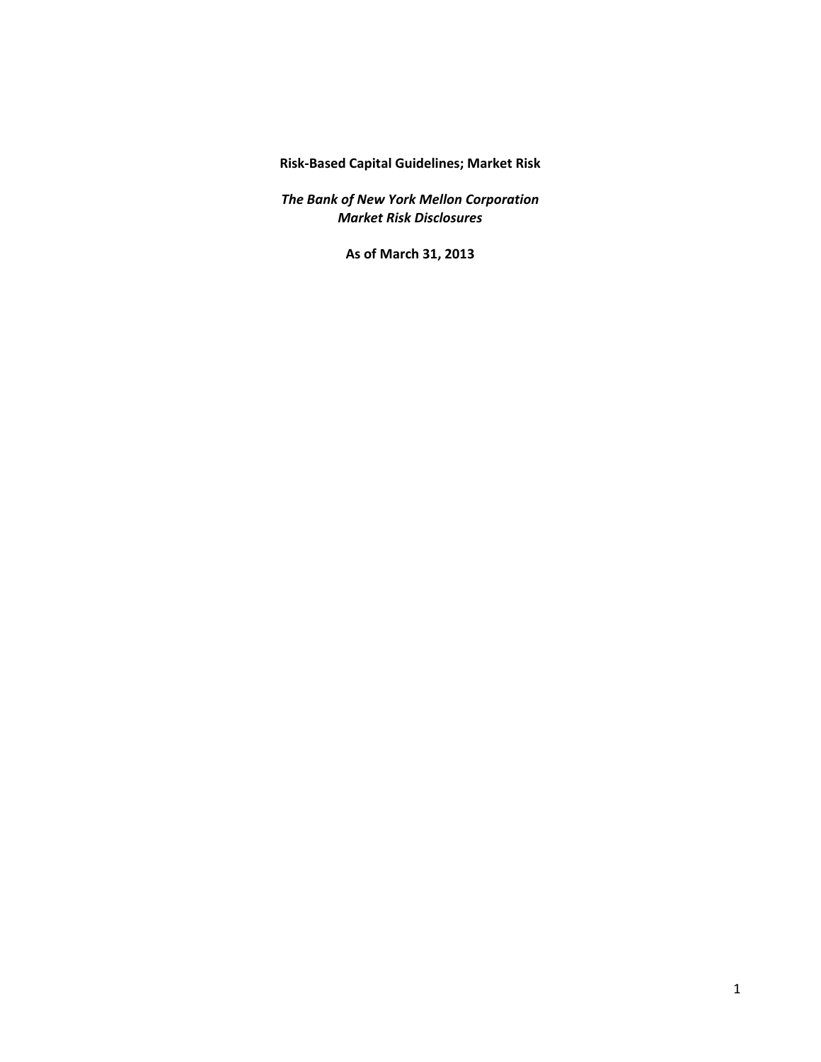**Risk-Based Capital Guidelines; Market Risk**

***The Bank of New York Mellon Corporation***
***Market Risk Disclosures***

**As of March 31, 2013**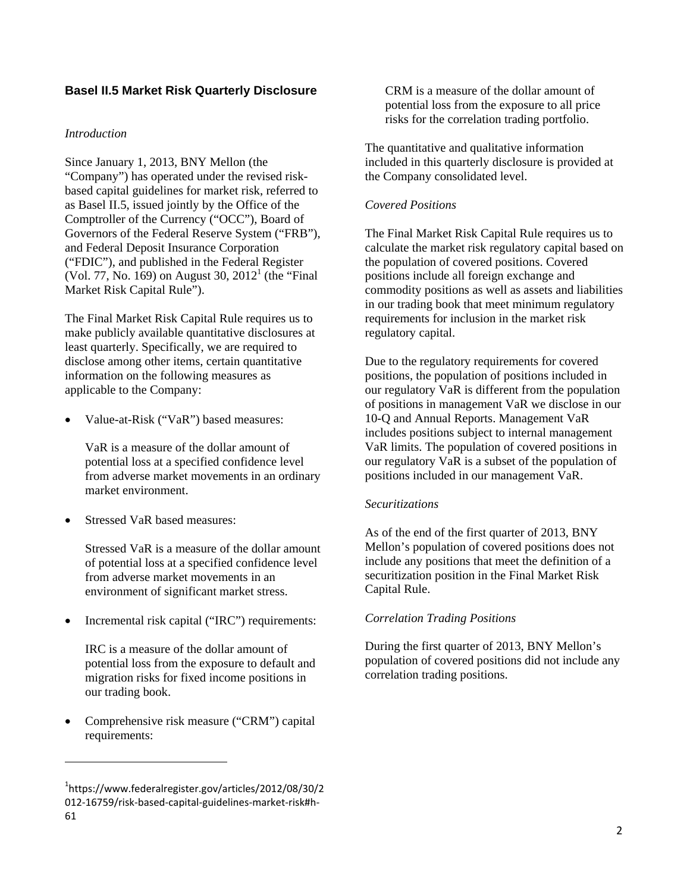## Basel II.5 Market Risk Quarterly Disclosure

*Introduction*

Since January 1, 2013, BNY Mellon (the "Company") has operated under the revised risk-based capital guidelines for market risk, referred to as Basel II.5, issued jointly by the Office of the Comptroller of the Currency ("OCC"), Board of Governors of the Federal Reserve System ("FRB"), and Federal Deposit Insurance Corporation ("FDIC"), and published in the Federal Register (Vol. 77, No. 169) on August 30, 2012[1] (the "Final Market Risk Capital Rule").

The Final Market Risk Capital Rule requires us to make publicly available quantitative disclosures at least quarterly. Specifically, we are required to disclose among other items, certain quantitative information on the following measures as applicable to the Company:

- Value-at-Risk ("VaR") based measures:

  VaR is a measure of the dollar amount of potential loss at a specified confidence level from adverse market movements in an ordinary market environment.

- Stressed VaR based measures:

  Stressed VaR is a measure of the dollar amount of potential loss at a specified confidence level from adverse market movements in an environment of significant market stress.

- Incremental risk capital ("IRC") requirements:

  IRC is a measure of the dollar amount of potential loss from the exposure to default and migration risks for fixed income positions in our trading book.

- Comprehensive risk measure ("CRM") capital requirements:

  CRM is a measure of the dollar amount of potential loss from the exposure to all price risks for the correlation trading portfolio.

The quantitative and qualitative information included in this quarterly disclosure is provided at the Company consolidated level.

*Covered Positions*

The Final Market Risk Capital Rule requires us to calculate the market risk regulatory capital based on the population of covered positions. Covered positions include all foreign exchange and commodity positions as well as assets and liabilities in our trading book that meet minimum regulatory requirements for inclusion in the market risk regulatory capital.

Due to the regulatory requirements for covered positions, the population of positions included in our regulatory VaR is different from the population of positions in management VaR we disclose in our 10-Q and Annual Reports. Management VaR includes positions subject to internal management VaR limits. The population of covered positions in our regulatory VaR is a subset of the population of positions included in our management VaR.

*Securitizations*

As of the end of the first quarter of 2013, BNY Mellon's population of covered positions does not include any positions that meet the definition of a securitization position in the Final Market Risk Capital Rule.

*Correlation Trading Positions*

During the first quarter of 2013, BNY Mellon's population of covered positions did not include any correlation trading positions.

[1] https://www.federalregister.gov/articles/2012/08/30/2012-16759/risk-based-capital-guidelines-market-risk#h-61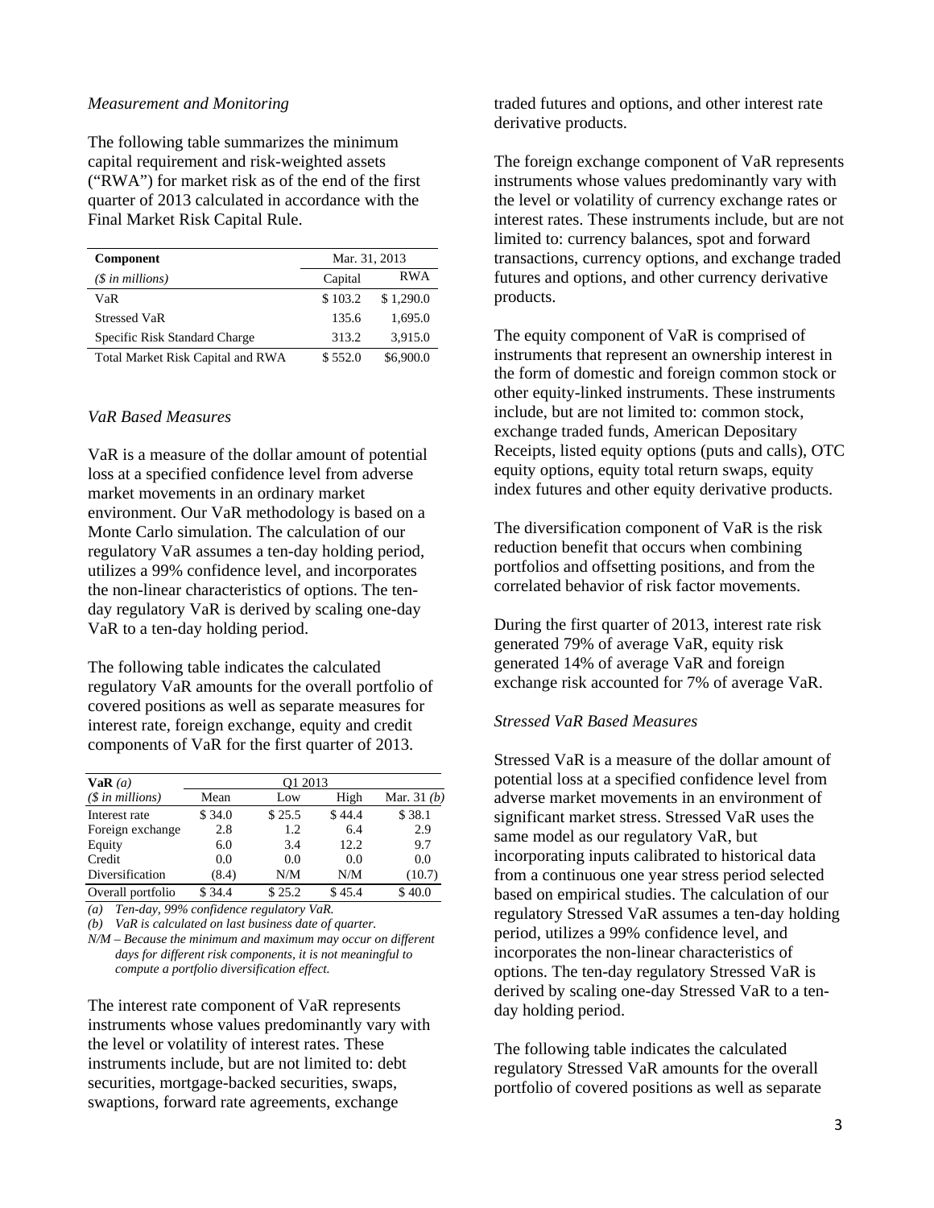*Measurement and Monitoring*

The following table summarizes the minimum capital requirement and risk-weighted assets ("RWA") for market risk as of the end of the first quarter of 2013 calculated in accordance with the Final Market Risk Capital Rule.

| **Component** | Mar. 31, 2013 | |
|---|---|---|
| *($ in millions)* | Capital | RWA |
| VaR | $ 103.2 | $ 1,290.0 |
| Stressed VaR | 135.6 | 1,695.0 |
| Specific Risk Standard Charge | 313.2 | 3,915.0 |
| Total Market Risk Capital and RWA | $ 552.0 | $6,900.0 |

*VaR Based Measures*

VaR is a measure of the dollar amount of potential loss at a specified confidence level from adverse market movements in an ordinary market environment. Our VaR methodology is based on a Monte Carlo simulation. The calculation of our regulatory VaR assumes a ten-day holding period, utilizes a 99% confidence level, and incorporates the non-linear characteristics of options. The ten-day regulatory VaR is derived by scaling one-day VaR to a ten-day holding period.

The following table indicates the calculated regulatory VaR amounts for the overall portfolio of covered positions as well as separate measures for interest rate, foreign exchange, equity and credit components of VaR for the first quarter of 2013.

| **VaR** *(a)* | Q1 2013 | | | |
|---|---|---|---|---|
| *($ in millions)* | Mean | Low | High | Mar. 31 *(b)* |
| Interest rate | $ 34.0 | $ 25.5 | $ 44.4 | $ 38.1 |
| Foreign exchange | 2.8 | 1.2 | 6.4 | 2.9 |
| Equity | 6.0 | 3.4 | 12.2 | 9.7 |
| Credit | 0.0 | 0.0 | 0.0 | 0.0 |
| Diversification | (8.4) | N/M | N/M | (10.7) |
| Overall portfolio | $ 34.4 | $ 25.2 | $ 45.4 | $ 40.0 |

*(a) Ten-day, 99% confidence regulatory VaR.*
*(b) VaR is calculated on last business date of quarter.*
*N/M – Because the minimum and maximum may occur on different days for different risk components, it is not meaningful to compute a portfolio diversification effect.*

The interest rate component of VaR represents instruments whose values predominantly vary with the level or volatility of interest rates. These instruments include, but are not limited to: debt securities, mortgage-backed securities, swaps, swaptions, forward rate agreements, exchange traded futures and options, and other interest rate derivative products.

The foreign exchange component of VaR represents instruments whose values predominantly vary with the level or volatility of currency exchange rates or interest rates. These instruments include, but are not limited to: currency balances, spot and forward transactions, currency options, and exchange traded futures and options, and other currency derivative products.

The equity component of VaR is comprised of instruments that represent an ownership interest in the form of domestic and foreign common stock or other equity-linked instruments. These instruments include, but are not limited to: common stock, exchange traded funds, American Depositary Receipts, listed equity options (puts and calls), OTC equity options, equity total return swaps, equity index futures and other equity derivative products.

The diversification component of VaR is the risk reduction benefit that occurs when combining portfolios and offsetting positions, and from the correlated behavior of risk factor movements.

During the first quarter of 2013, interest rate risk generated 79% of average VaR, equity risk generated 14% of average VaR and foreign exchange risk accounted for 7% of average VaR.

*Stressed VaR Based Measures*

Stressed VaR is a measure of the dollar amount of potential loss at a specified confidence level from adverse market movements in an environment of significant market stress. Stressed VaR uses the same model as our regulatory VaR, but incorporating inputs calibrated to historical data from a continuous one year stress period selected based on empirical studies. The calculation of our regulatory Stressed VaR assumes a ten-day holding period, utilizes a 99% confidence level, and incorporates the non-linear characteristics of options. The ten-day regulatory Stressed VaR is derived by scaling one-day Stressed VaR to a ten-day holding period.

The following table indicates the calculated regulatory Stressed VaR amounts for the overall portfolio of covered positions as well as separate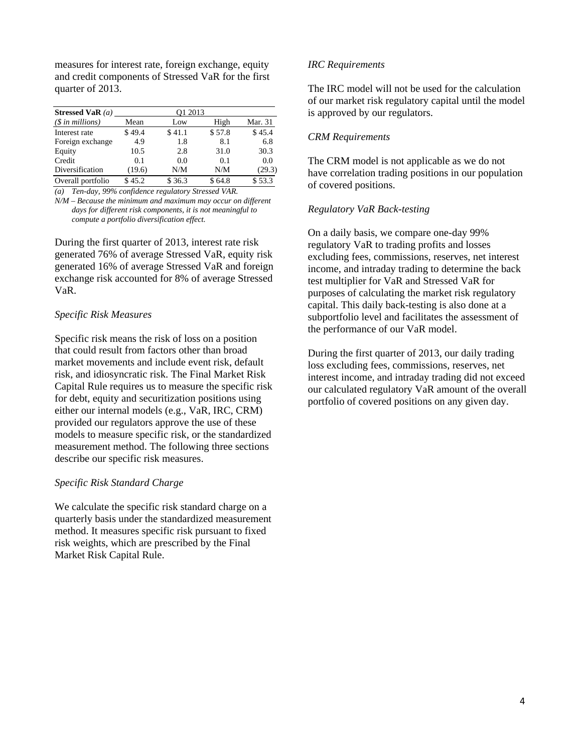measures for interest rate, foreign exchange, equity and credit components of Stressed VaR for the first quarter of 2013.

| **Stressed VaR** *(a)* | Q1 2013 | | | |
|---|---|---|---|---|
| *($ in millions)* | Mean | Low | High | Mar. 31 |
| Interest rate | $ 49.4 | $ 41.1 | $ 57.8 | $ 45.4 |
| Foreign exchange | 4.9 | 1.8 | 8.1 | 6.8 |
| Equity | 10.5 | 2.8 | 31.0 | 30.3 |
| Credit | 0.1 | 0.0 | 0.1 | 0.0 |
| Diversification | (19.6) | N/M | N/M | (29.3) |
| Overall portfolio | $ 45.2 | $ 36.3 | $ 64.8 | $ 53.3 |

*(a) Ten-day, 99% confidence regulatory Stressed VAR.*

*N/M – Because the minimum and maximum may occur on different days for different risk components, it is not meaningful to compute a portfolio diversification effect.*

During the first quarter of 2013, interest rate risk generated 76% of average Stressed VaR, equity risk generated 16% of average Stressed VaR and foreign exchange risk accounted for 8% of average Stressed VaR.

*Specific Risk Measures*

Specific risk means the risk of loss on a position that could result from factors other than broad market movements and include event risk, default risk, and idiosyncratic risk. The Final Market Risk Capital Rule requires us to measure the specific risk for debt, equity and securitization positions using either our internal models (e.g., VaR, IRC, CRM) provided our regulators approve the use of these models to measure specific risk, or the standardized measurement method. The following three sections describe our specific risk measures.

*Specific Risk Standard Charge*

We calculate the specific risk standard charge on a quarterly basis under the standardized measurement method. It measures specific risk pursuant to fixed risk weights, which are prescribed by the Final Market Risk Capital Rule.

*IRC Requirements*

The IRC model will not be used for the calculation of our market risk regulatory capital until the model is approved by our regulators.

*CRM Requirements*

The CRM model is not applicable as we do not have correlation trading positions in our population of covered positions.

*Regulatory VaR Back-testing*

On a daily basis, we compare one-day 99% regulatory VaR to trading profits and losses excluding fees, commissions, reserves, net interest income, and intraday trading to determine the back test multiplier for VaR and Stressed VaR for purposes of calculating the market risk regulatory capital. This daily back-testing is also done at a subportfolio level and facilitates the assessment of the performance of our VaR model.

During the first quarter of 2013, our daily trading loss excluding fees, commissions, reserves, net interest income, and intraday trading did not exceed our calculated regulatory VaR amount of the overall portfolio of covered positions on any given day.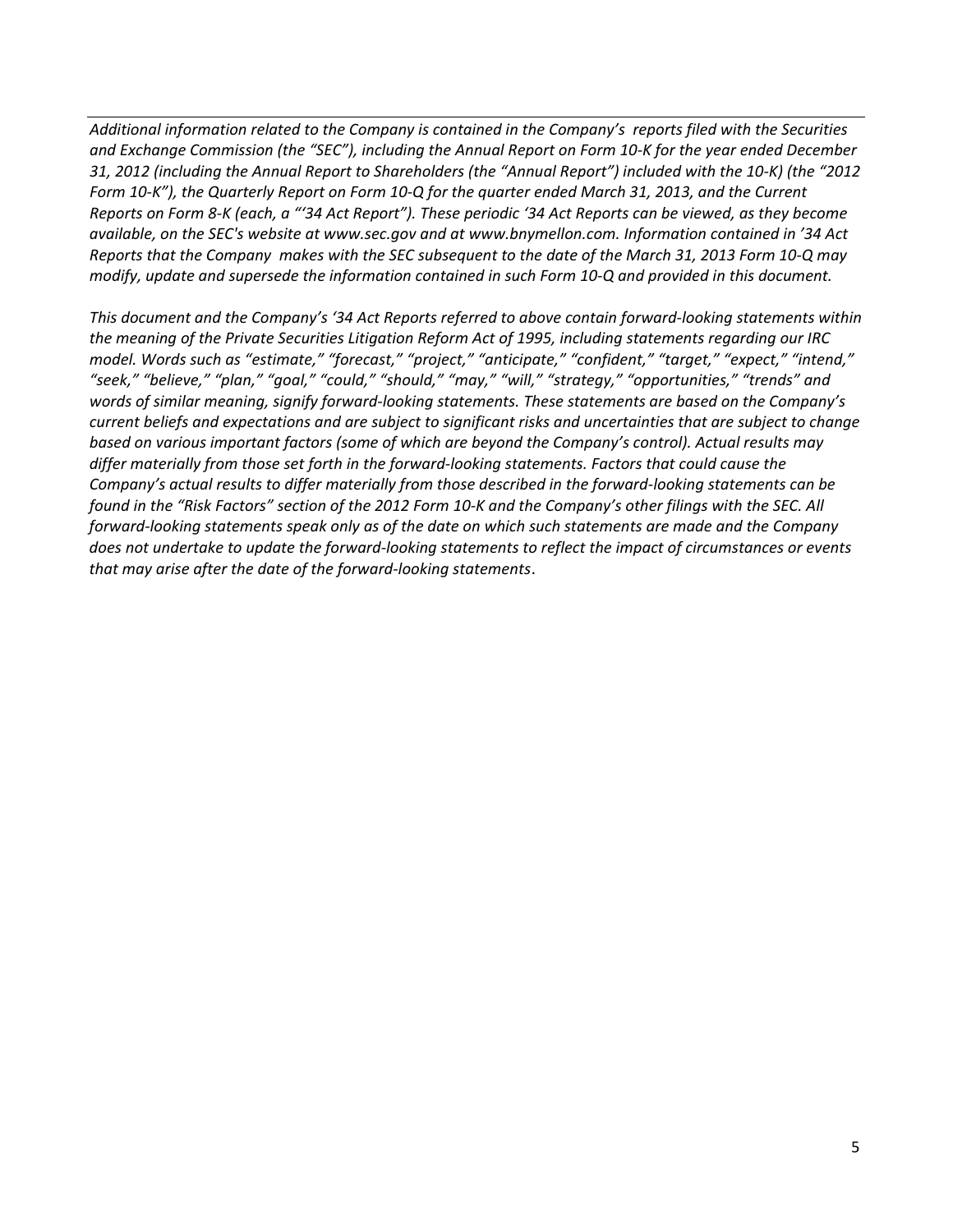*Additional information related to the Company is contained in the Company's reports filed with the Securities and Exchange Commission (the "SEC"), including the Annual Report on Form 10-K for the year ended December 31, 2012 (including the Annual Report to Shareholders (the "Annual Report") included with the 10-K) (the "2012 Form 10-K"), the Quarterly Report on Form 10-Q for the quarter ended March 31, 2013, and the Current Reports on Form 8-K (each, a "'34 Act Report"). These periodic '34 Act Reports can be viewed, as they become available, on the SEC's website at www.sec.gov and at www.bnymellon.com. Information contained in '34 Act Reports that the Company makes with the SEC subsequent to the date of the March 31, 2013 Form 10-Q may modify, update and supersede the information contained in such Form 10-Q and provided in this document.*

*This document and the Company's '34 Act Reports referred to above contain forward-looking statements within the meaning of the Private Securities Litigation Reform Act of 1995, including statements regarding our IRC model. Words such as "estimate," "forecast," "project," "anticipate," "confident," "target," "expect," "intend," "seek," "believe," "plan," "goal," "could," "should," "may," "will," "strategy," "opportunities," "trends" and words of similar meaning, signify forward-looking statements. These statements are based on the Company's current beliefs and expectations and are subject to significant risks and uncertainties that are subject to change based on various important factors (some of which are beyond the Company's control). Actual results may differ materially from those set forth in the forward-looking statements. Factors that could cause the Company's actual results to differ materially from those described in the forward-looking statements can be found in the "Risk Factors" section of the 2012 Form 10-K and the Company's other filings with the SEC. All forward-looking statements speak only as of the date on which such statements are made and the Company does not undertake to update the forward-looking statements to reflect the impact of circumstances or events that may arise after the date of the forward-looking statements*.